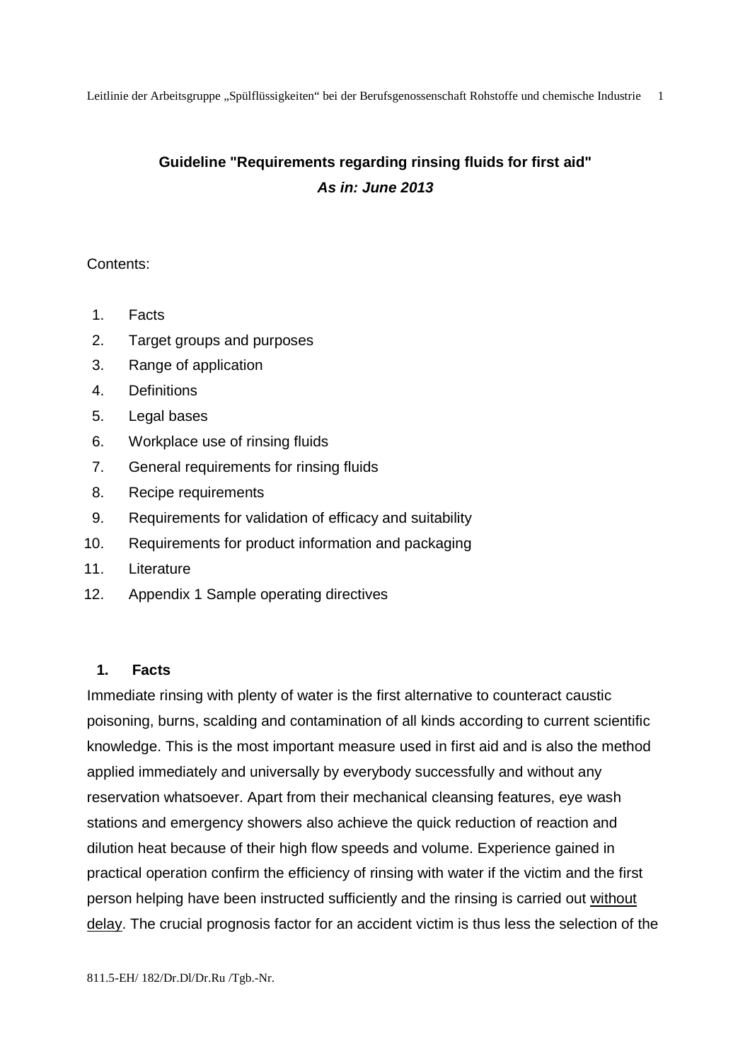# Guideline "Requirements regarding rinsing fluids for first aid"

***As in: June 2013***

Contents:

1. Facts
2. Target groups and purposes
3. Range of application
4. Definitions
5. Legal bases
6. Workplace use of rinsing fluids
7. General requirements for rinsing fluids
8. Recipe requirements
9. Requirements for validation of efficacy and suitability
10. Requirements for product information and packaging
11. Literature
12. Appendix 1 Sample operating directives

## 1. Facts

Immediate rinsing with plenty of water is the first alternative to counteract caustic poisoning, burns, scalding and contamination of all kinds according to current scientific knowledge. This is the most important measure used in first aid and is also the method applied immediately and universally by everybody successfully and without any reservation whatsoever. Apart from their mechanical cleansing features, eye wash stations and emergency showers also achieve the quick reduction of reaction and dilution heat because of their high flow speeds and volume. Experience gained in practical operation confirm the efficiency of rinsing with water if the victim and the first person helping have been instructed sufficiently and the rinsing is carried out <u>without delay</u>. The crucial prognosis factor for an accident victim is thus less the selection of the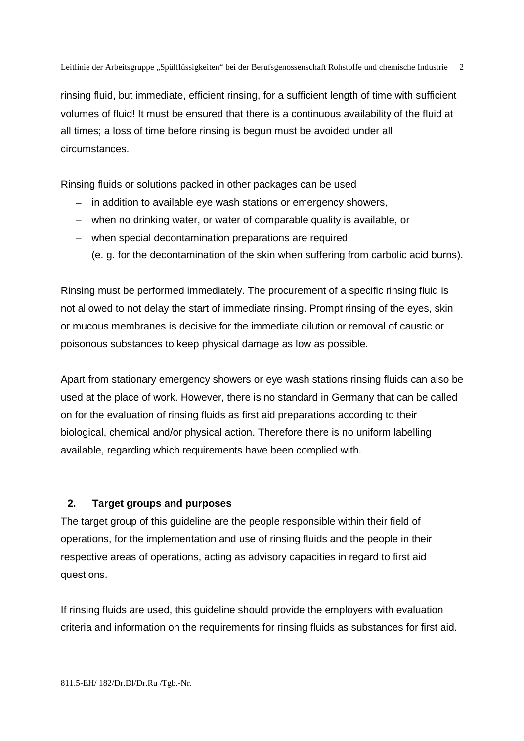rinsing fluid, but immediate, efficient rinsing, for a sufficient length of time with sufficient volumes of fluid! It must be ensured that there is a continuous availability of the fluid at all times; a loss of time before rinsing is begun must be avoided under all circumstances.

Rinsing fluids or solutions packed in other packages can be used

- in addition to available eye wash stations or emergency showers,
- when no drinking water, or water of comparable quality is available, or
- when special decontamination preparations are required (e. g. for the decontamination of the skin when suffering from carbolic acid burns).

Rinsing must be performed immediately. The procurement of a specific rinsing fluid is not allowed to not delay the start of immediate rinsing. Prompt rinsing of the eyes, skin or mucous membranes is decisive for the immediate dilution or removal of caustic or poisonous substances to keep physical damage as low as possible.

Apart from stationary emergency showers or eye wash stations rinsing fluids can also be used at the place of work. However, there is no standard in Germany that can be called on for the evaluation of rinsing fluids as first aid preparations according to their biological, chemical and/or physical action. Therefore there is no uniform labelling available, regarding which requirements have been complied with.

## 2. Target groups and purposes

The target group of this guideline are the people responsible within their field of operations, for the implementation and use of rinsing fluids and the people in their respective areas of operations, acting as advisory capacities in regard to first aid questions.

If rinsing fluids are used, this guideline should provide the employers with evaluation criteria and information on the requirements for rinsing fluids as substances for first aid.

811.5-EH/ 182/Dr.Dl/Dr.Ru /Tgb.-Nr.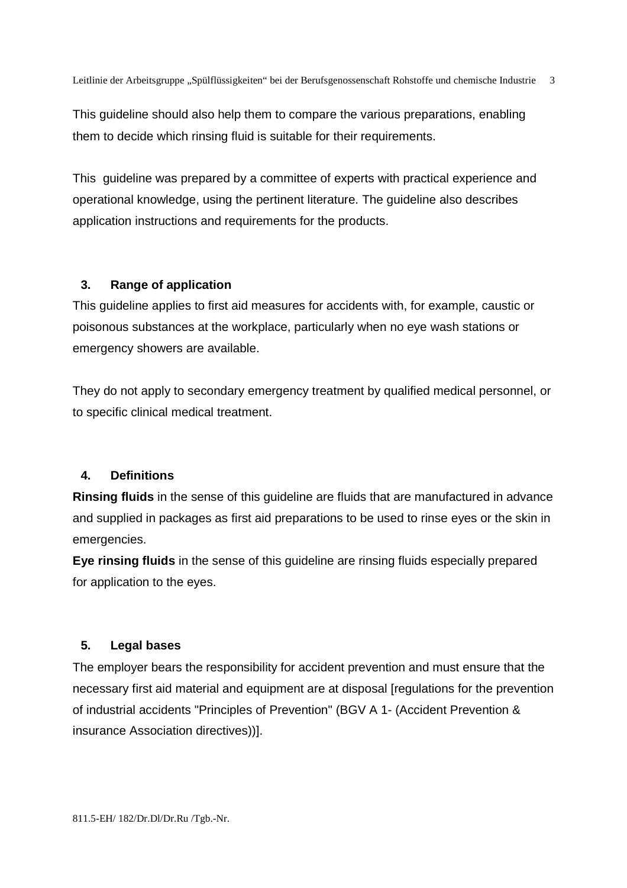This guideline should also help them to compare the various preparations, enabling them to decide which rinsing fluid is suitable for their requirements.

This guideline was prepared by a committee of experts with practical experience and operational knowledge, using the pertinent literature. The guideline also describes application instructions and requirements for the products.

## 3. Range of application

This guideline applies to first aid measures for accidents with, for example, caustic or poisonous substances at the workplace, particularly when no eye wash stations or emergency showers are available.

They do not apply to secondary emergency treatment by qualified medical personnel, or to specific clinical medical treatment.

## 4. Definitions

**Rinsing fluids** in the sense of this guideline are fluids that are manufactured in advance and supplied in packages as first aid preparations to be used to rinse eyes or the skin in emergencies.

**Eye rinsing fluids** in the sense of this guideline are rinsing fluids especially prepared for application to the eyes.

## 5. Legal bases

The employer bears the responsibility for accident prevention and must ensure that the necessary first aid material and equipment are at disposal [regulations for the prevention of industrial accidents "Principles of Prevention" (BGV A 1- (Accident Prevention & insurance Association directives))].

811.5-EH/ 182/Dr.Dl/Dr.Ru /Tgb.-Nr.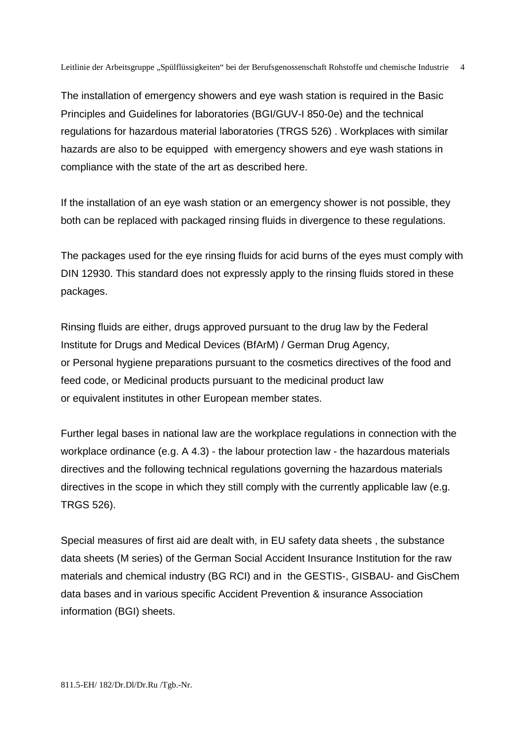The installation of emergency showers and eye wash station is required in the Basic Principles and Guidelines for laboratories (BGI/GUV-I 850-0e) and the technical regulations for hazardous material laboratories (TRGS 526) . Workplaces with similar hazards are also to be equipped with emergency showers and eye wash stations in compliance with the state of the art as described here.

If the installation of an eye wash station or an emergency shower is not possible, they both can be replaced with packaged rinsing fluids in divergence to these regulations.

The packages used for the eye rinsing fluids for acid burns of the eyes must comply with DIN 12930. This standard does not expressly apply to the rinsing fluids stored in these packages.

Rinsing fluids are either, drugs approved pursuant to the drug law by the Federal Institute for Drugs and Medical Devices (BfArM) / German Drug Agency, or Personal hygiene preparations pursuant to the cosmetics directives of the food and feed code, or Medicinal products pursuant to the medicinal product law or equivalent institutes in other European member states.

Further legal bases in national law are the workplace regulations in connection with the workplace ordinance (e.g. A 4.3) - the labour protection law - the hazardous materials directives and the following technical regulations governing the hazardous materials directives in the scope in which they still comply with the currently applicable law (e.g. TRGS 526).

Special measures of first aid are dealt with, in EU safety data sheets , the substance data sheets (M series) of the German Social Accident Insurance Institution for the raw materials and chemical industry (BG RCI) and in the GESTIS-, GISBAU- and GisChem data bases and in various specific Accident Prevention & insurance Association information (BGI) sheets.

811.5-EH/ 182/Dr.Dl/Dr.Ru /Tgb.-Nr.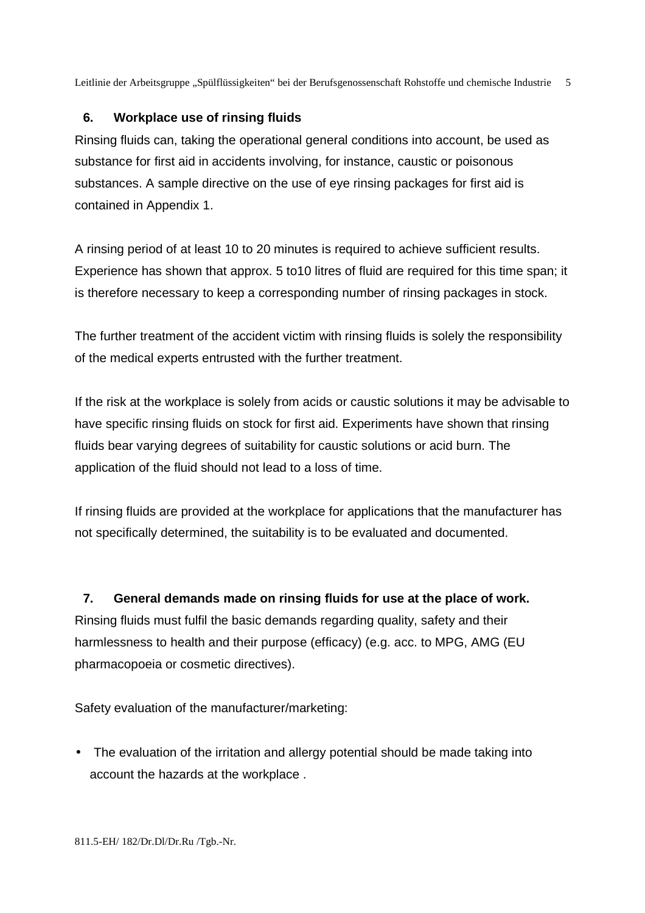## 6. Workplace use of rinsing fluids

Rinsing fluids can, taking the operational general conditions into account, be used as substance for first aid in accidents involving, for instance, caustic or poisonous substances. A sample directive on the use of eye rinsing packages for first aid is contained in Appendix 1.

A rinsing period of at least 10 to 20 minutes is required to achieve sufficient results. Experience has shown that approx. 5 to10 litres of fluid are required for this time span; it is therefore necessary to keep a corresponding number of rinsing packages in stock.

The further treatment of the accident victim with rinsing fluids is solely the responsibility of the medical experts entrusted with the further treatment.

If the risk at the workplace is solely from acids or caustic solutions it may be advisable to have specific rinsing fluids on stock for first aid. Experiments have shown that rinsing fluids bear varying degrees of suitability for caustic solutions or acid burn. The application of the fluid should not lead to a loss of time.

If rinsing fluids are provided at the workplace for applications that the manufacturer has not specifically determined, the suitability is to be evaluated and documented.

## 7. General demands made on rinsing fluids for use at the place of work.

Rinsing fluids must fulfil the basic demands regarding quality, safety and their harmlessness to health and their purpose (efficacy) (e.g. acc. to MPG, AMG (EU pharmacopoeia or cosmetic directives).

Safety evaluation of the manufacturer/marketing:

- The evaluation of the irritation and allergy potential should be made taking into account the hazards at the workplace .

811.5-EH/ 182/Dr.Dl/Dr.Ru /Tgb.-Nr.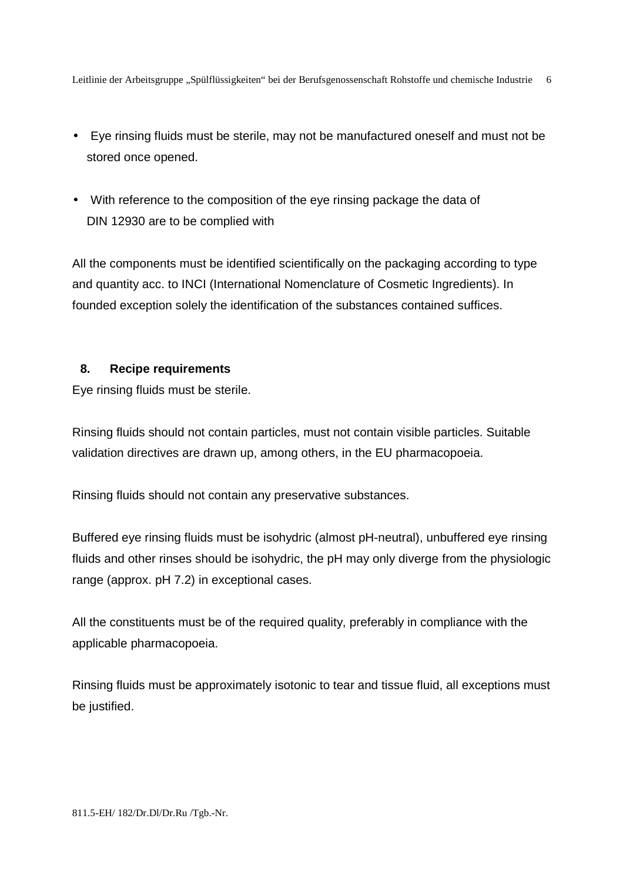- Eye rinsing fluids must be sterile, may not be manufactured oneself and must not be stored once opened.

- With reference to the composition of the eye rinsing package the data of DIN 12930 are to be complied with

All the components must be identified scientifically on the packaging according to type and quantity acc. to INCI (International Nomenclature of Cosmetic Ingredients). In founded exception solely the identification of the substances contained suffices.

## 8. Recipe requirements

Eye rinsing fluids must be sterile.

Rinsing fluids should not contain particles, must not contain visible particles. Suitable validation directives are drawn up, among others, in the EU pharmacopoeia.

Rinsing fluids should not contain any preservative substances.

Buffered eye rinsing fluids must be isohydric (almost pH-neutral), unbuffered eye rinsing fluids and other rinses should be isohydric, the pH may only diverge from the physiologic range (approx. pH 7.2) in exceptional cases.

All the constituents must be of the required quality, preferably in compliance with the applicable pharmacopoeia.

Rinsing fluids must be approximately isotonic to tear and tissue fluid, all exceptions must be justified.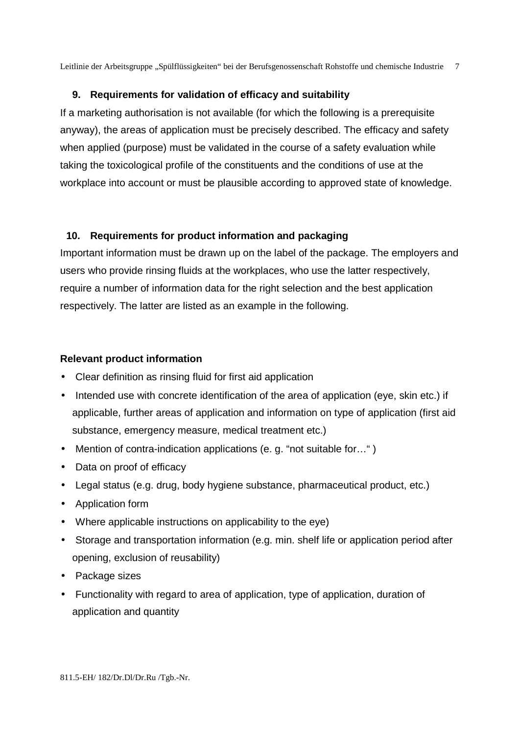## 9. Requirements for validation of efficacy and suitability

If a marketing authorisation is not available (for which the following is a prerequisite anyway), the areas of application must be precisely described. The efficacy and safety when applied (purpose) must be validated in the course of a safety evaluation while taking the toxicological profile of the constituents and the conditions of use at the workplace into account or must be plausible according to approved state of knowledge.

## 10. Requirements for product information and packaging

Important information must be drawn up on the label of the package. The employers and users who provide rinsing fluids at the workplaces, who use the latter respectively, require a number of information data for the right selection and the best application respectively. The latter are listed as an example in the following.

**Relevant product information**

- Clear definition as rinsing fluid for first aid application
- Intended use with concrete identification of the area of application (eye, skin etc.) if applicable, further areas of application and information on type of application (first aid substance, emergency measure, medical treatment etc.)
- Mention of contra-indication applications (e. g. "not suitable for…" )
- Data on proof of efficacy
- Legal status (e.g. drug, body hygiene substance, pharmaceutical product, etc.)
- Application form
- Where applicable instructions on applicability to the eye)
- Storage and transportation information (e.g. min. shelf life or application period after opening, exclusion of reusability)
- Package sizes
- Functionality with regard to area of application, type of application, duration of application and quantity

811.5-EH/ 182/Dr.Dl/Dr.Ru /Tgb.-Nr.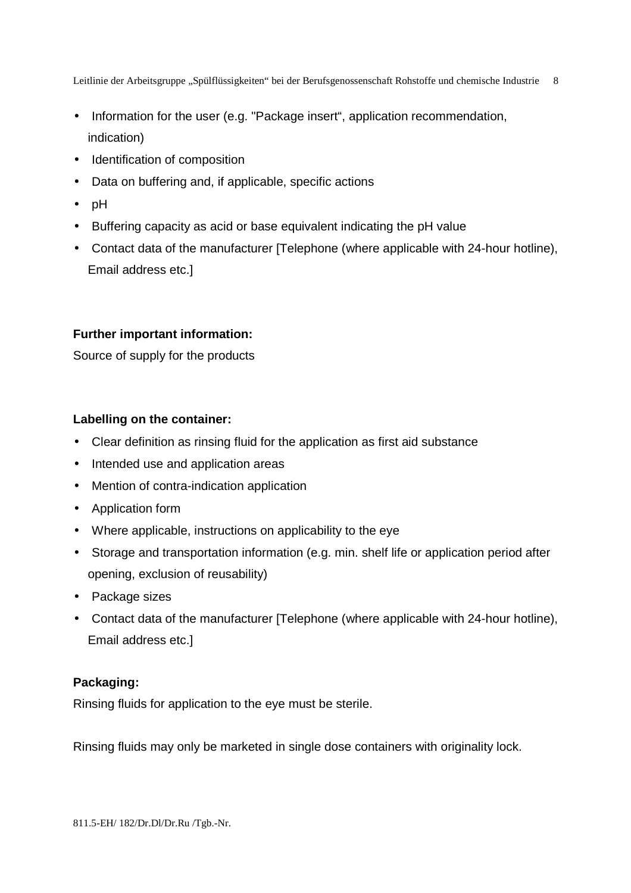- Information for the user (e.g. "Package insert", application recommendation, indication)
- Identification of composition
- Data on buffering and, if applicable, specific actions
- pH
- Buffering capacity as acid or base equivalent indicating the pH value
- Contact data of the manufacturer [Telephone (where applicable with 24-hour hotline), Email address etc.]

**Further important information:**

Source of supply for the products

**Labelling on the container:**

- Clear definition as rinsing fluid for the application as first aid substance
- Intended use and application areas
- Mention of contra-indication application
- Application form
- Where applicable, instructions on applicability to the eye
- Storage and transportation information (e.g. min. shelf life or application period after opening, exclusion of reusability)
- Package sizes
- Contact data of the manufacturer [Telephone (where applicable with 24-hour hotline), Email address etc.]

**Packaging:**

Rinsing fluids for application to the eye must be sterile.

Rinsing fluids may only be marketed in single dose containers with originality lock.

811.5-EH/ 182/Dr.Dl/Dr.Ru /Tgb.-Nr.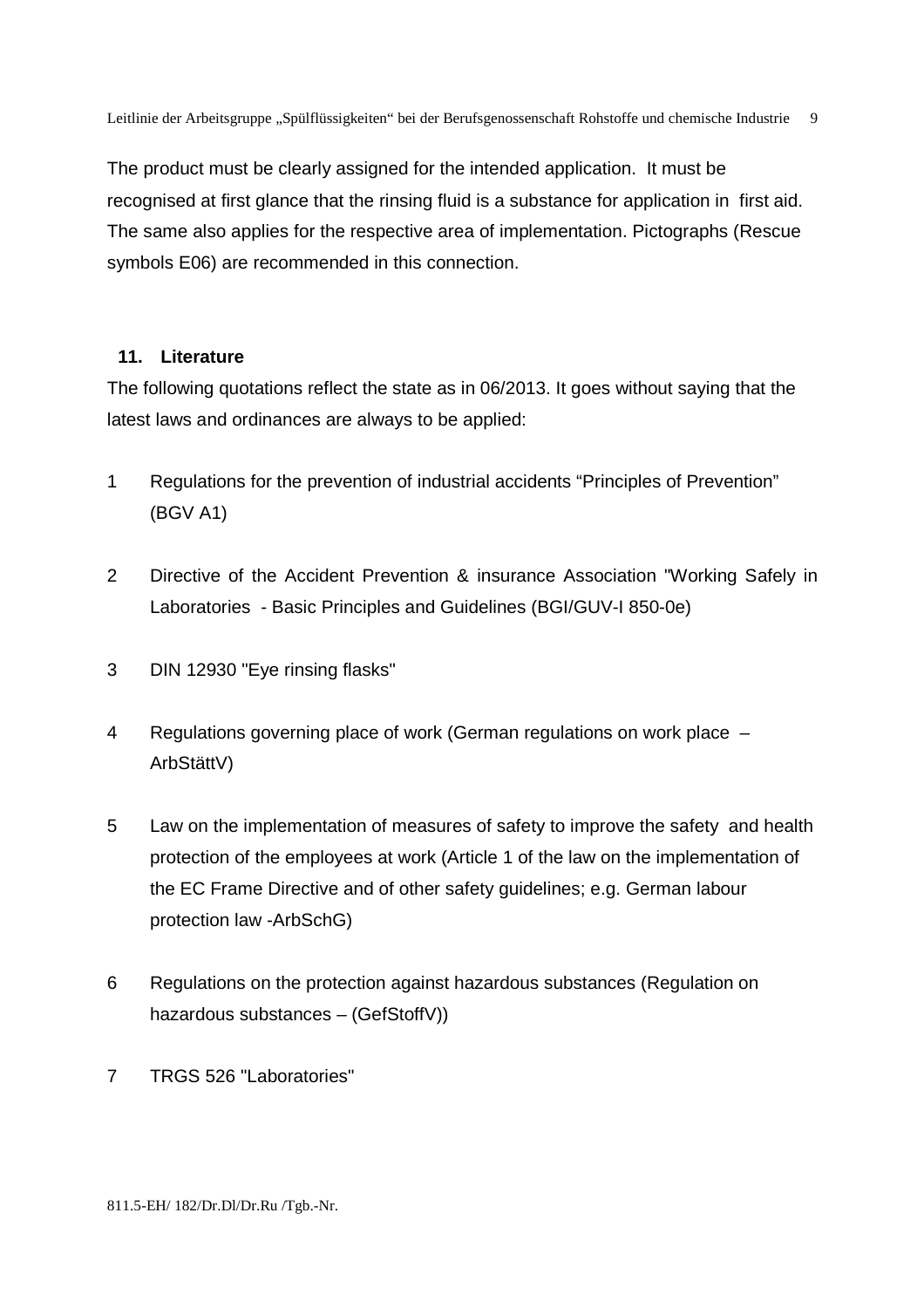The product must be clearly assigned for the intended application. It must be recognised at first glance that the rinsing fluid is a substance for application in first aid. The same also applies for the respective area of implementation. Pictographs (Rescue symbols E06) are recommended in this connection.

## 11. Literature

The following quotations reflect the state as in 06/2013. It goes without saying that the latest laws and ordinances are always to be applied:

1 Regulations for the prevention of industrial accidents “Principles of Prevention” (BGV A1)

2 Directive of the Accident Prevention & insurance Association "Working Safely in Laboratories - Basic Principles and Guidelines (BGI/GUV-I 850-0e)

3 DIN 12930 "Eye rinsing flasks"

4 Regulations governing place of work (German regulations on work place – ArbStättV)

5 Law on the implementation of measures of safety to improve the safety and health protection of the employees at work (Article 1 of the law on the implementation of the EC Frame Directive and of other safety guidelines; e.g. German labour protection law -ArbSchG)

6 Regulations on the protection against hazardous substances (Regulation on hazardous substances – (GefStoffV))

7 TRGS 526 "Laboratories"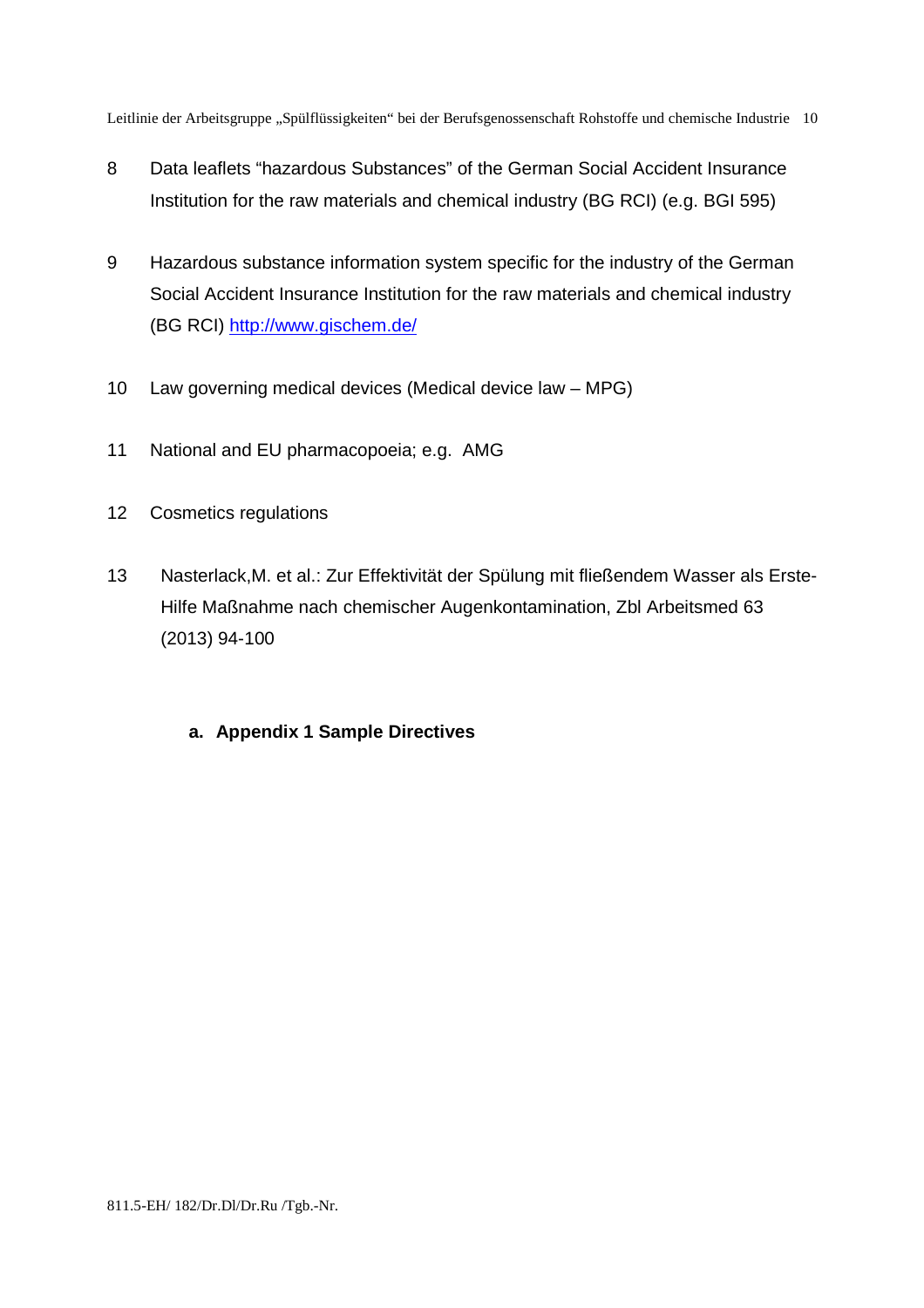8 Data leaflets “hazardous Substances” of the German Social Accident Insurance Institution for the raw materials and chemical industry (BG RCI) (e.g. BGI 595)

9 Hazardous substance information system specific for the industry of the German Social Accident Insurance Institution for the raw materials and chemical industry (BG RCI) http://www.gischem.de/

10 Law governing medical devices (Medical device law – MPG)

11 National and EU pharmacopoeia; e.g. AMG

12 Cosmetics regulations

13 Nasterlack,M. et al.: Zur Effektivität der Spülung mit fließendem Wasser als Erste-Hilfe Maßnahme nach chemischer Augenkontamination, Zbl Arbeitsmed 63 (2013) 94-100

**a. Appendix 1 Sample Directives**

811.5-EH/ 182/Dr.Dl/Dr.Ru /Tgb.-Nr.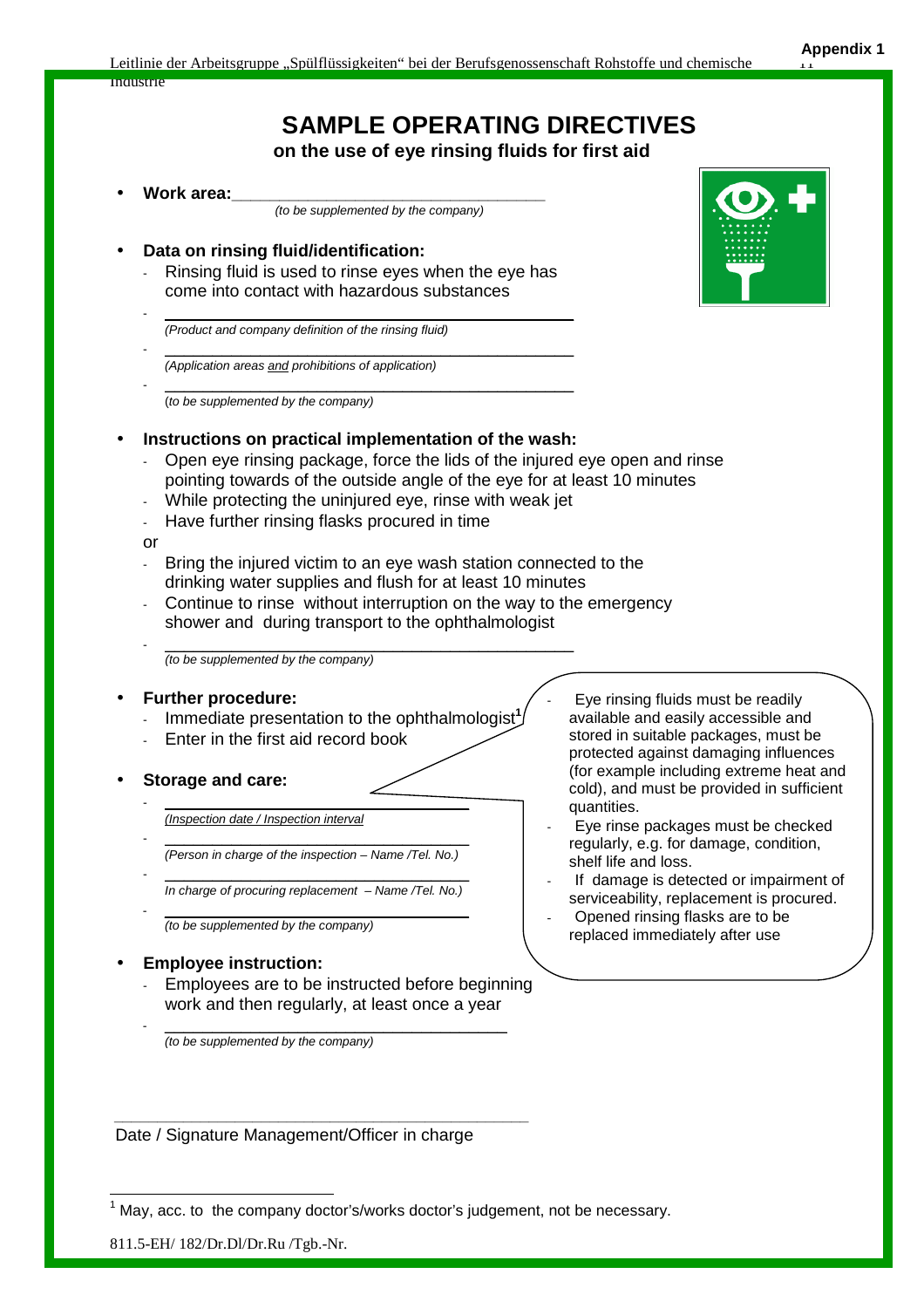Appendix 1

# SAMPLE OPERATING DIRECTIVES

**on the use of eye rinsing fluids for first aid**

- **Work area:**___________________________________
  *(to be supplemented by the company)*

- **Data on rinsing fluid/identification:**
  - Rinsing fluid is used to rinse eyes when the eye has come into contact with hazardous substances
  - ______________________________________________
    *(Product and company definition of the rinsing fluid)*
  - ______________________________________________
    *(Application areas and prohibitions of application)*
  - ______________________________________________
    (*to be supplemented by the company)*

- **Instructions on practical implementation of the wash:**
  - Open eye rinsing package, force the lids of the injured eye open and rinse pointing towards of the outside angle of the eye for at least 10 minutes
  - While protecting the uninjured eye, rinse with weak jet
  - Have further rinsing flasks procured in time

  or

  - Bring the injured victim to an eye wash station connected to the drinking water supplies and flush for at least 10 minutes
  - Continue to rinse without interruption on the way to the emergency shower and during transport to the ophthalmologist
  - ______________________________________________
    *(to be supplemented by the company)*

- **Further procedure:**
  - Immediate presentation to the ophthalmologist[1]
  - Enter in the first aid record book

- **Storage and care:**
  - ______________________________________________
    *(Inspection date / Inspection interval)*
  - ______________________________________________
    *(Person in charge of the inspection – Name /Tel. No.)*
  - ______________________________________________
    *In charge of procuring replacement – Name /Tel. No.)*
  - ______________________________________________
    *(to be supplemented by the company)*

> - Eye rinsing fluids must be readily available and easily accessible and stored in suitable packages, must be protected against damaging influences (for example including extreme heat and cold), and must be provided in sufficient quantities.
> - Eye rinse packages must be checked regularly, e.g. for damage, condition, shelf life and loss.
> - If damage is detected or impairment of serviceability, replacement is procured.
> - Opened rinsing flasks are to be replaced immediately after use

- **Employee instruction:**
  - Employees are to be instructed before beginning work and then regularly, at least once a year
  - ______________________________________________
    *(to be supplemented by the company)*

______________________________________________

Date / Signature Management/Officer in charge

[1] May, acc. to the company doctor's/works doctor's judgement, not be necessary.

811.5-EH/ 182/Dr.Dl/Dr.Ru /Tgb.-Nr.